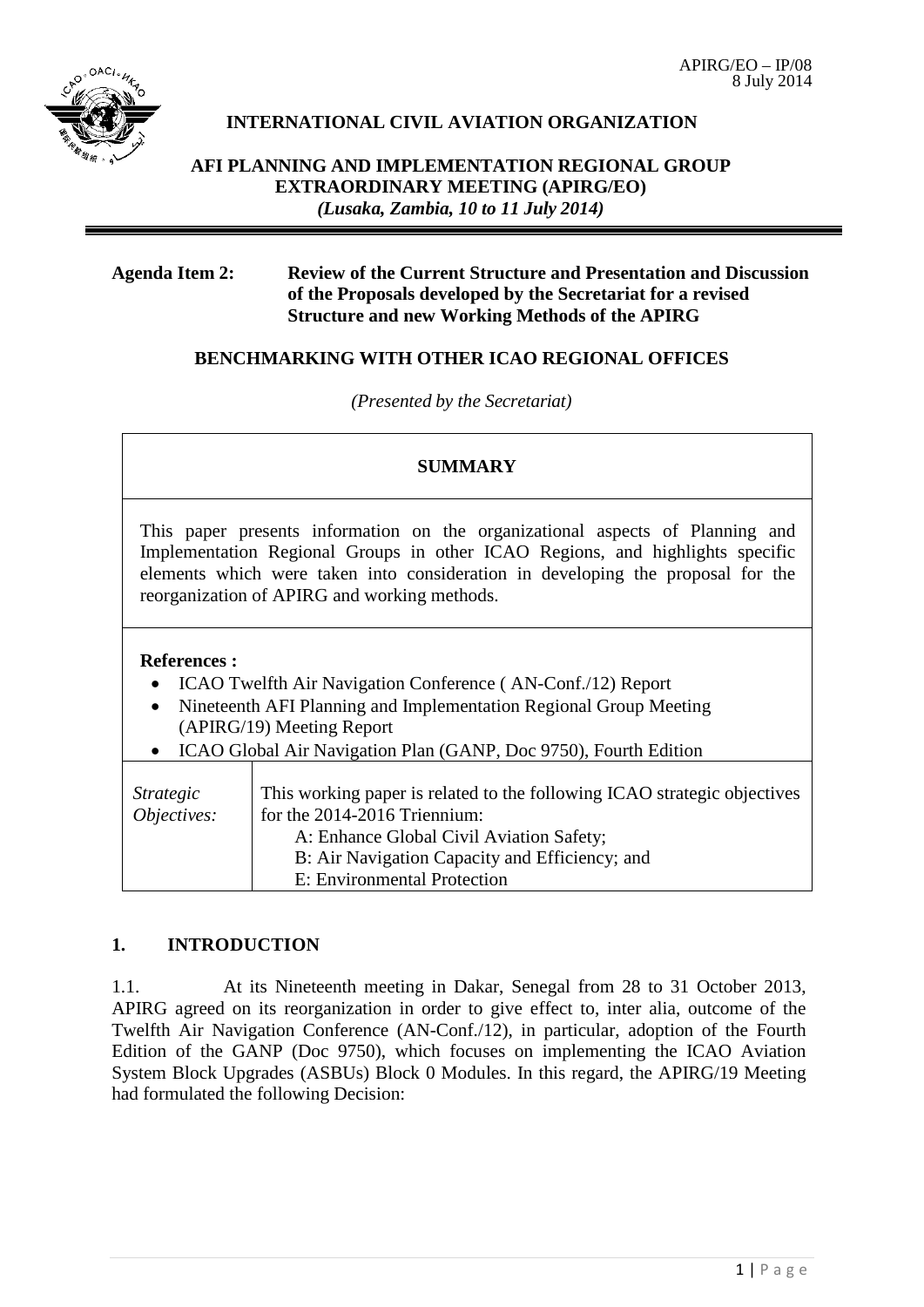APIRG/EO – IP/08
8 July 2014

**INTERNATIONAL CIVIL AVIATION ORGANIZATION**

**AFI PLANNING AND IMPLEMENTATION REGIONAL GROUP EXTRAORDINARY MEETING (APIRG/EO)**
***(Lusaka, Zambia, 10 to 11 July 2014)***

**Agenda Item 2: Review of the Current Structure and Presentation and Discussion of the Proposals developed by the Secretariat for a revised Structure and new Working Methods of the APIRG**

**BENCHMARKING WITH OTHER ICAO REGIONAL OFFICES**

*(Presented by the Secretariat)*

| **SUMMARY** | |
|---|---|
| This paper presents information on the organizational aspects of Planning and Implementation Regional Groups in other ICAO Regions, and highlights specific elements which were taken into consideration in developing the proposal for the reorganization of APIRG and working methods. | |
| **References :**<br>• ICAO Twelfth Air Navigation Conference ( AN-Conf./12) Report<br>• Nineteenth AFI Planning and Implementation Regional Group Meeting (APIRG/19) Meeting Report<br>• ICAO Global Air Navigation Plan (GANP, Doc 9750), Fourth Edition | |
| *Strategic Objectives:* | This working paper is related to the following ICAO strategic objectives for the 2014-2016 Triennium:<br>A: Enhance Global Civil Aviation Safety;<br>B: Air Navigation Capacity and Efficiency; and<br>E: Environmental Protection |

## 1. INTRODUCTION

1.1. At its Nineteenth meeting in Dakar, Senegal from 28 to 31 October 2013, APIRG agreed on its reorganization in order to give effect to, inter alia, outcome of the Twelfth Air Navigation Conference (AN-Conf./12), in particular, adoption of the Fourth Edition of the GANP (Doc 9750), which focuses on implementing the ICAO Aviation System Block Upgrades (ASBUs) Block 0 Modules. In this regard, the APIRG/19 Meeting had formulated the following Decision: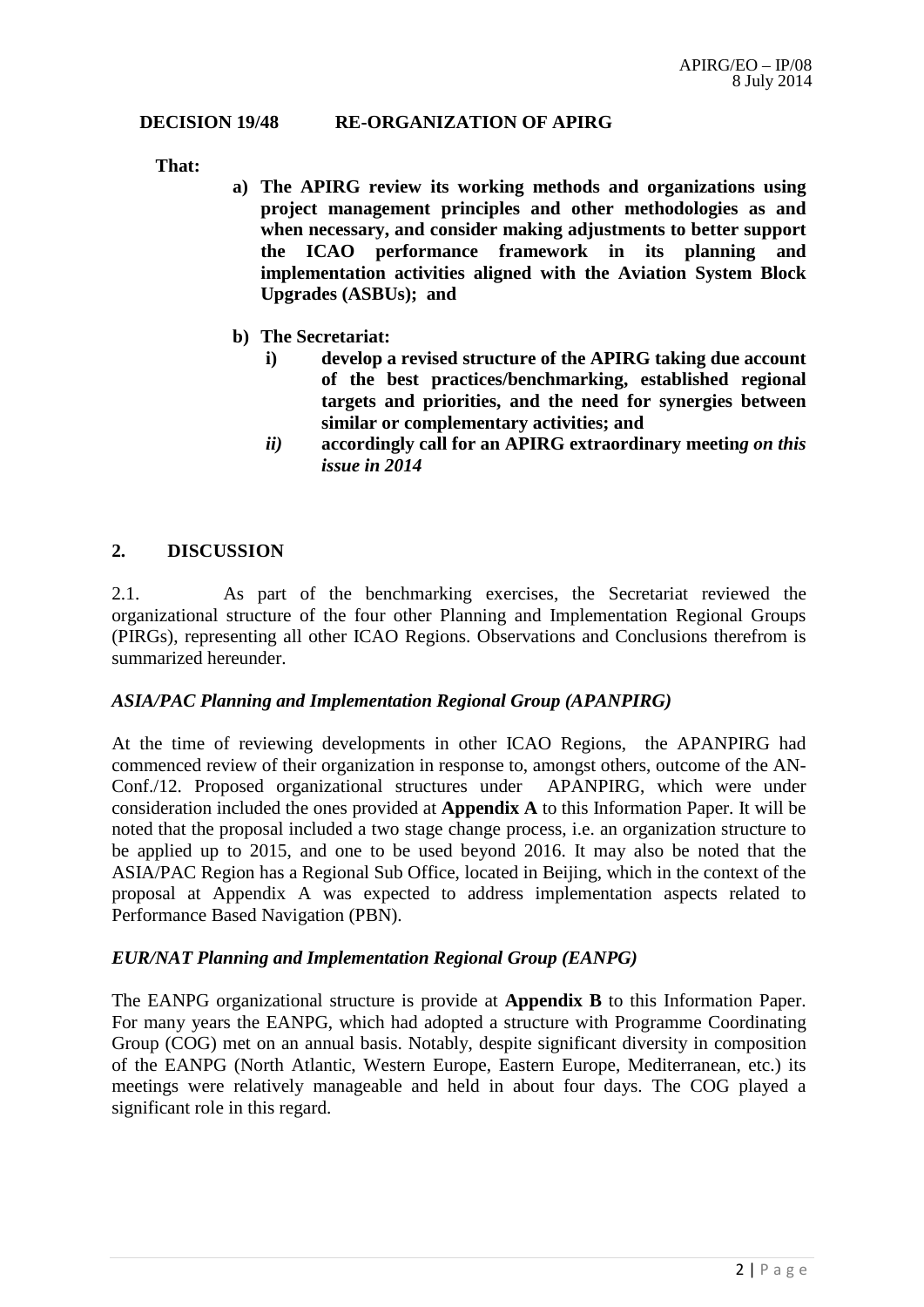**DECISION 19/48 RE-ORGANIZATION OF APIRG**

**That:**

**a) The APIRG review its working methods and organizations using project management principles and other methodologies as and when necessary, and consider making adjustments to better support the ICAO performance framework in its planning and implementation activities aligned with the Aviation System Block Upgrades (ASBUs); and**

**b) The Secretariat:**

**i) develop a revised structure of the APIRG taking due account of the best practices/benchmarking, established regional targets and priorities, and the need for synergies between similar or complementary activities; and**

***ii) accordingly call for an APIRG extraordinary meeting on this issue in 2014***

## 2. DISCUSSION

2.1. As part of the benchmarking exercises, the Secretariat reviewed the organizational structure of the four other Planning and Implementation Regional Groups (PIRGs), representing all other ICAO Regions. Observations and Conclusions therefrom is summarized hereunder.

### *ASIA/PAC Planning and Implementation Regional Group (APANPIRG)*

At the time of reviewing developments in other ICAO Regions, the APANPIRG had commenced review of their organization in response to, amongst others, outcome of the AN-Conf./12. Proposed organizational structures under APANPIRG, which were under consideration included the ones provided at **Appendix A** to this Information Paper. It will be noted that the proposal included a two stage change process, i.e. an organization structure to be applied up to 2015, and one to be used beyond 2016. It may also be noted that the ASIA/PAC Region has a Regional Sub Office, located in Beijing, which in the context of the proposal at Appendix A was expected to address implementation aspects related to Performance Based Navigation (PBN).

### *EUR/NAT Planning and Implementation Regional Group (EANPG)*

The EANPG organizational structure is provide at **Appendix B** to this Information Paper. For many years the EANPG, which had adopted a structure with Programme Coordinating Group (COG) met on an annual basis. Notably, despite significant diversity in composition of the EANPG (North Atlantic, Western Europe, Eastern Europe, Mediterranean, etc.) its meetings were relatively manageable and held in about four days. The COG played a significant role in this regard.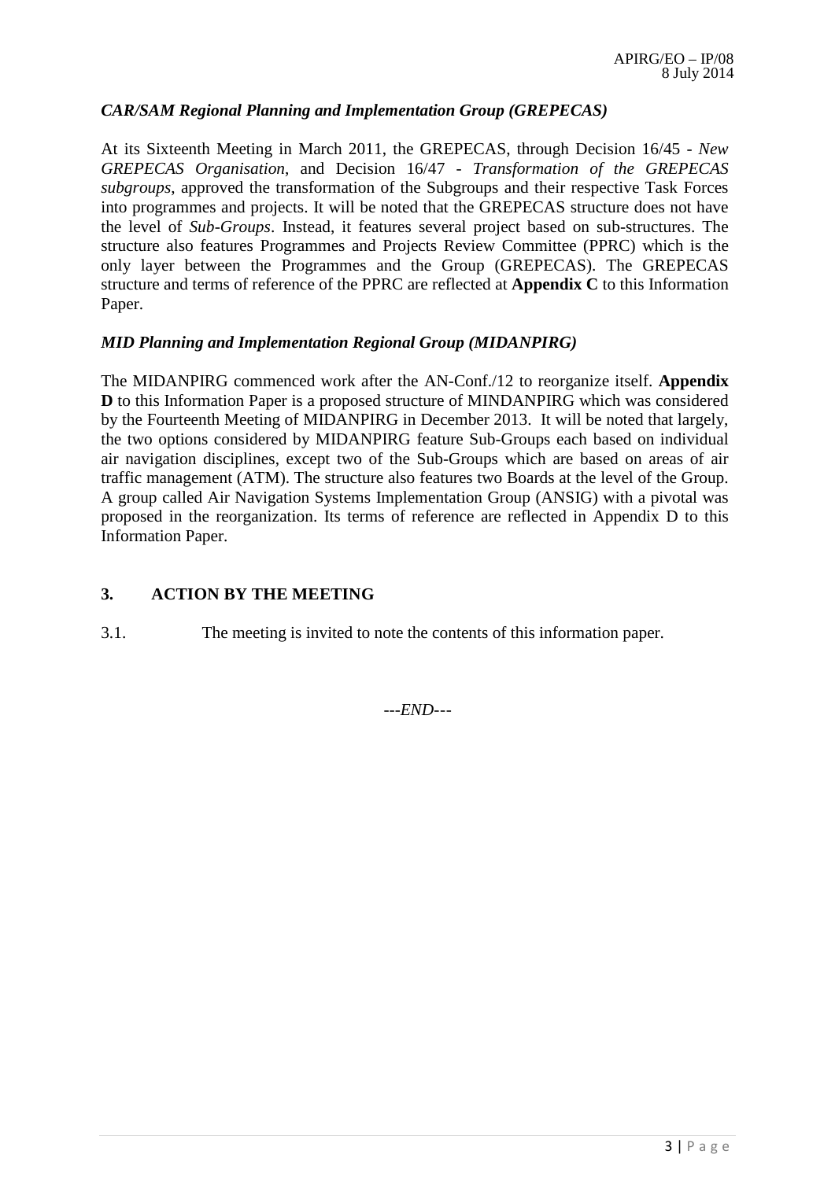### *CAR/SAM Regional Planning and Implementation Group (GREPECAS)*

At its Sixteenth Meeting in March 2011, the GREPECAS, through Decision 16/45 - *New GREPECAS Organisation*, and Decision 16/47 - *Transformation of the GREPECAS subgroups*, approved the transformation of the Subgroups and their respective Task Forces into programmes and projects. It will be noted that the GREPECAS structure does not have the level of *Sub-Groups*. Instead, it features several project based on sub-structures. The structure also features Programmes and Projects Review Committee (PPRC) which is the only layer between the Programmes and the Group (GREPECAS). The GREPECAS structure and terms of reference of the PPRC are reflected at **Appendix C** to this Information Paper.

### *MID Planning and Implementation Regional Group (MIDANPIRG)*

The MIDANPIRG commenced work after the AN-Conf./12 to reorganize itself. **Appendix D** to this Information Paper is a proposed structure of MINDANPIRG which was considered by the Fourteenth Meeting of MIDANPIRG in December 2013. It will be noted that largely, the two options considered by MIDANPIRG feature Sub-Groups each based on individual air navigation disciplines, except two of the Sub-Groups which are based on areas of air traffic management (ATM). The structure also features two Boards at the level of the Group. A group called Air Navigation Systems Implementation Group (ANSIG) with a pivotal was proposed in the reorganization. Its terms of reference are reflected in Appendix D to this Information Paper.

## 3. ACTION BY THE MEETING

3.1. The meeting is invited to note the contents of this information paper.

*---END---*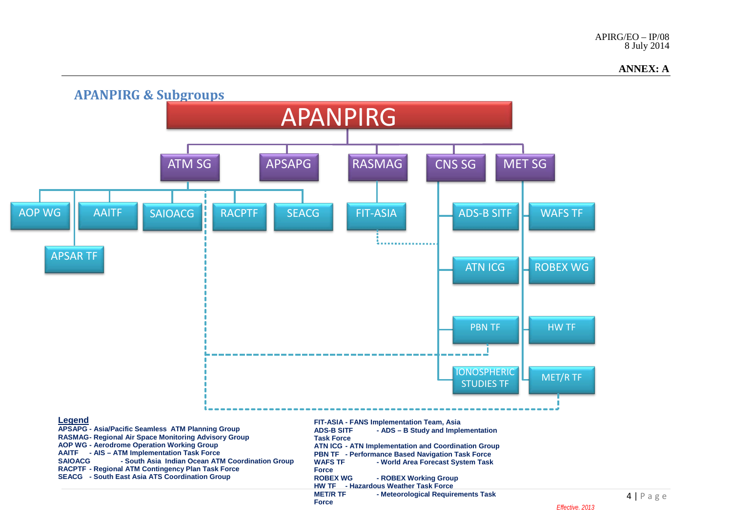APIRG/EO – IP/08
8 July 2014

**ANNEX: A**

## APANPIRG & Subgroups

- **APANPIRG**
  - **ATM SG**
    - AOP WG
    - AAITF
    - SAIOACG
    - RACPTF
    - SEACG
    - APSAR TF
  - **APSAPG**
  - **RASMAG**
    - FIT-ASIA
  - **CNS SG**
    - ADS-B SITF
    - ATN ICG
    - PBN TF
    - IONOSPHERIC STUDIES TF
  - **MET SG**
    - WAFS TF
    - ROBEX WG
    - HW TF
    - MET/R TF

**Legend**

**APSAPG** - Asia/Pacific Seamless ATM Planning Group
**RASMAG**- Regional Air Space Monitoring Advisory Group
**AOP WG** - Aerodrome Operation Working Group
**AAITF** - AIS – ATM Implementation Task Force
**SAIOACG** - South Asia Indian Ocean ATM Coordination Group
**RACPTF** - Regional ATM Contingency Plan Task Force
**SEACG** - South East Asia ATS Coordination Group
**FIT-ASIA** - FANS Implementation Team, Asia
**ADS-B SITF** - ADS – B Study and Implementation Task Force
**ATN ICG** - ATN Implementation and Coordination Group
**PBN TF** - Performance Based Navigation Task Force
**WAFS TF** - World Area Forecast System Task Force
**ROBEX WG** - ROBEX Working Group
**HW TF** - Hazardous Weather Task Force
**MET/R TF** - Meteorological Requirements Task Force

*Effective. 2013*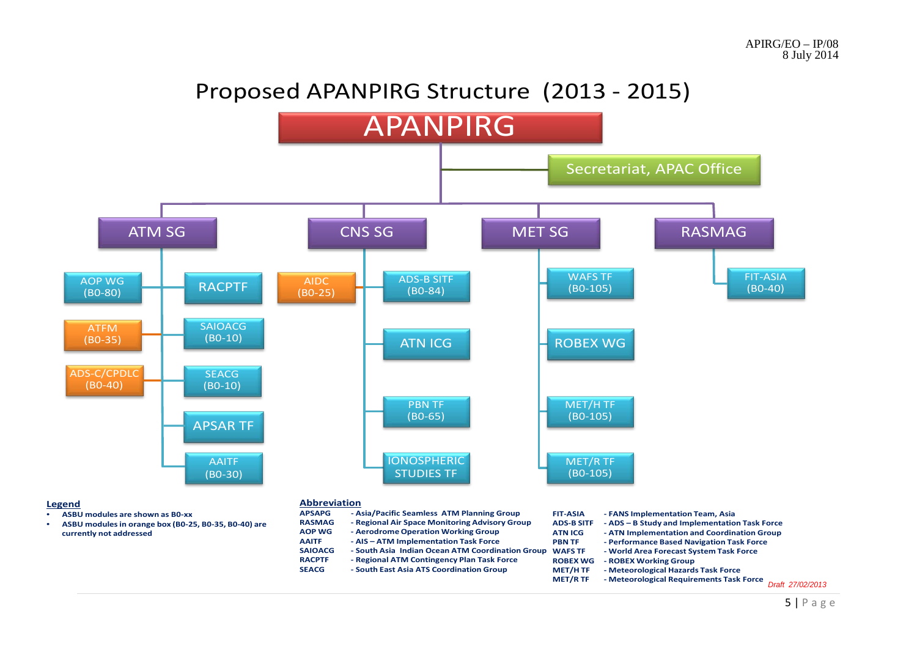# Proposed APANPIRG Structure (2013 - 2015)

**APANPIRG**

- Secretariat, APAC Office

**ATM SG**
- AOP WG (B0-80)
- ATFM (B0-35)
- ADS-C/CPDLC (B0-40)
- RACPTF
- SAIOACG (B0-10)
- SEACG (B0-10)
- APSAR TF
- AAITF (B0-30)

**CNS SG**
- AIDC (B0-25)
- ADS-B SITF (B0-84)
- ATN ICG
- PBN TF (B0-65)
- IONOSPHERIC STUDIES TF

**MET SG**
- WAFS TF (B0-105)
- ROBEX WG
- MET/H TF (B0-105)
- MET/R TF (B0-105)

**RASMAG**
- FIT-ASIA (B0-40)

**Legend**

- ASBU modules are shown as B0-xx
- ASBU modules in orange box (B0-25, B0-35, B0-40) are currently not addressed

**Abbreviation**

| | |
|---|---|
| APSAPG | - Asia/Pacific Seamless ATM Planning Group |
| RASMAG | - Regional Air Space Monitoring Advisory Group |
| AOP WG | - Aerodrome Operation Working Group |
| AAITF | - AIS – ATM Implementation Task Force |
| SAIOACG | - South Asia Indian Ocean ATM Coordination Group |
| RACPTF | - Regional ATM Contingency Plan Task Force |
| SEACG | - South East Asia ATS Coordination Group |
| FIT-ASIA | - FANS Implementation Team, Asia |
| ADS-B SITF | - ADS – B Study and Implementation Task Force |
| ATN ICG | - ATN Implementation and Coordination Group |
| PBN TF | - Performance Based Navigation Task Force |
| WAFS TF | - World Area Forecast System Task Force |
| ROBEX WG | - ROBEX Working Group |
| MET/H TF | - Meteorological Hazards Task Force |
| MET/R TF | - Meteorological Requirements Task Force |

*Draft 27/02/2013*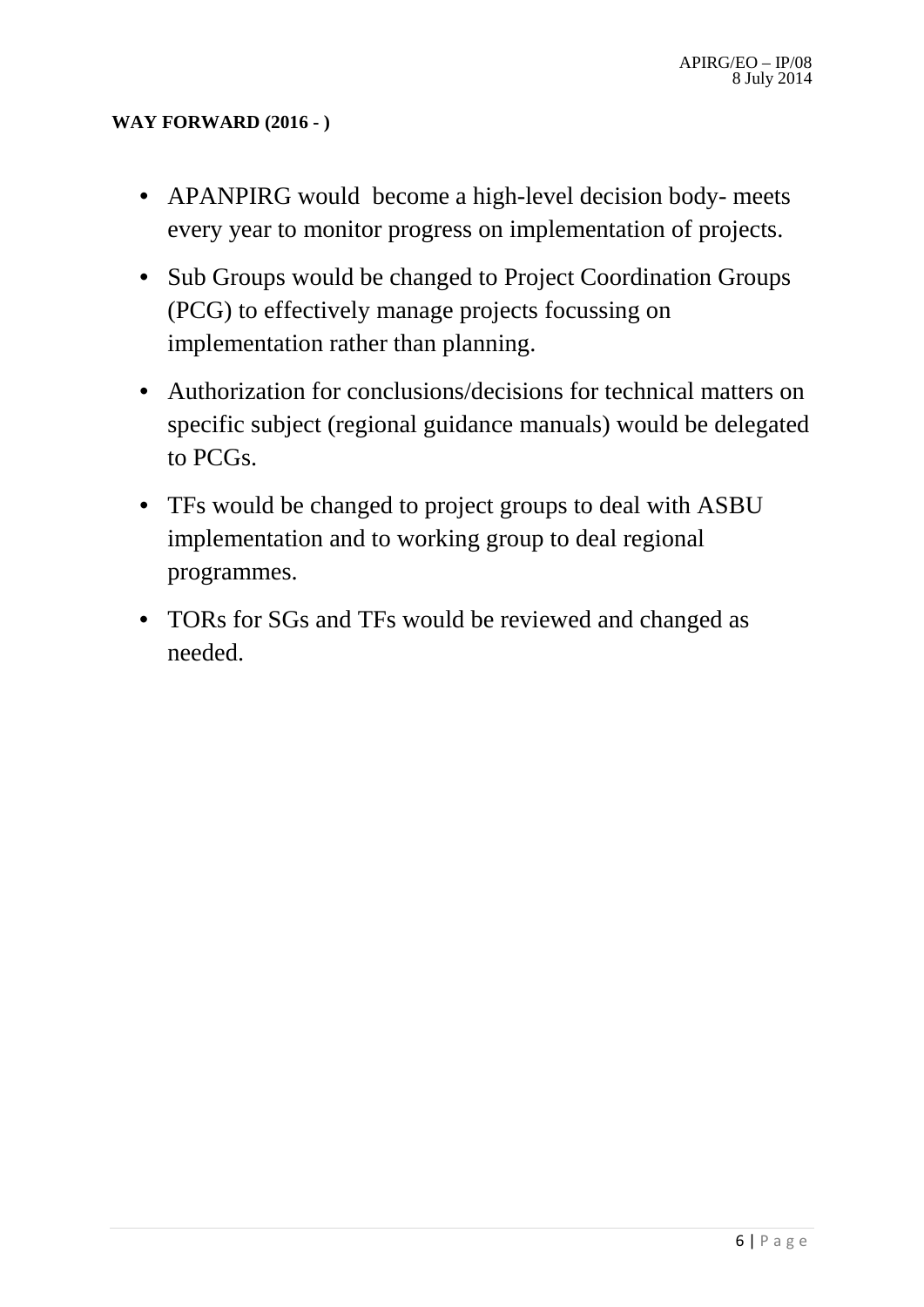**WAY FORWARD (2016 - )**

- APANPIRG would become a high-level decision body- meets every year to monitor progress on implementation of projects.
- Sub Groups would be changed to Project Coordination Groups (PCG) to effectively manage projects focussing on implementation rather than planning.
- Authorization for conclusions/decisions for technical matters on specific subject (regional guidance manuals) would be delegated to PCGs.
- TFs would be changed to project groups to deal with ASBU implementation and to working group to deal regional programmes.
- TORs for SGs and TFs would be reviewed and changed as needed.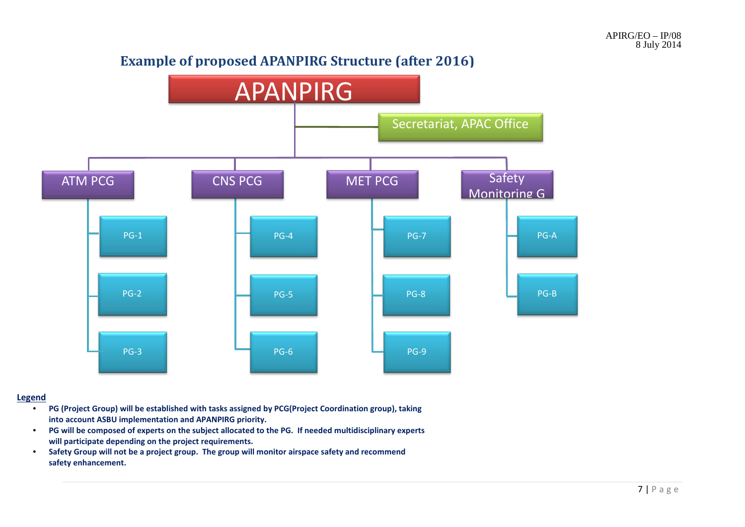## Example of proposed APANPIRG Structure (after 2016)

- APANPIRG
  - Secretariat, APAC Office
  - ATM PCG
    - PG-1
    - PG-2
    - PG-3
  - CNS PCG
    - PG-4
    - PG-5
    - PG-6
  - MET PCG
    - PG-7
    - PG-8
    - PG-9
  - Safety Monitoring G
    - PG-A
    - PG-B

**Legend**

- **PG (Project Group) will be established with tasks assigned by PCG(Project Coordination group), taking into account ASBU implementation and APANPIRG priority.**
- **PG will be composed of experts on the subject allocated to the PG. If needed multidisciplinary experts will participate depending on the project requirements.**
- **Safety Group will not be a project group. The group will monitor airspace safety and recommend safety enhancement.**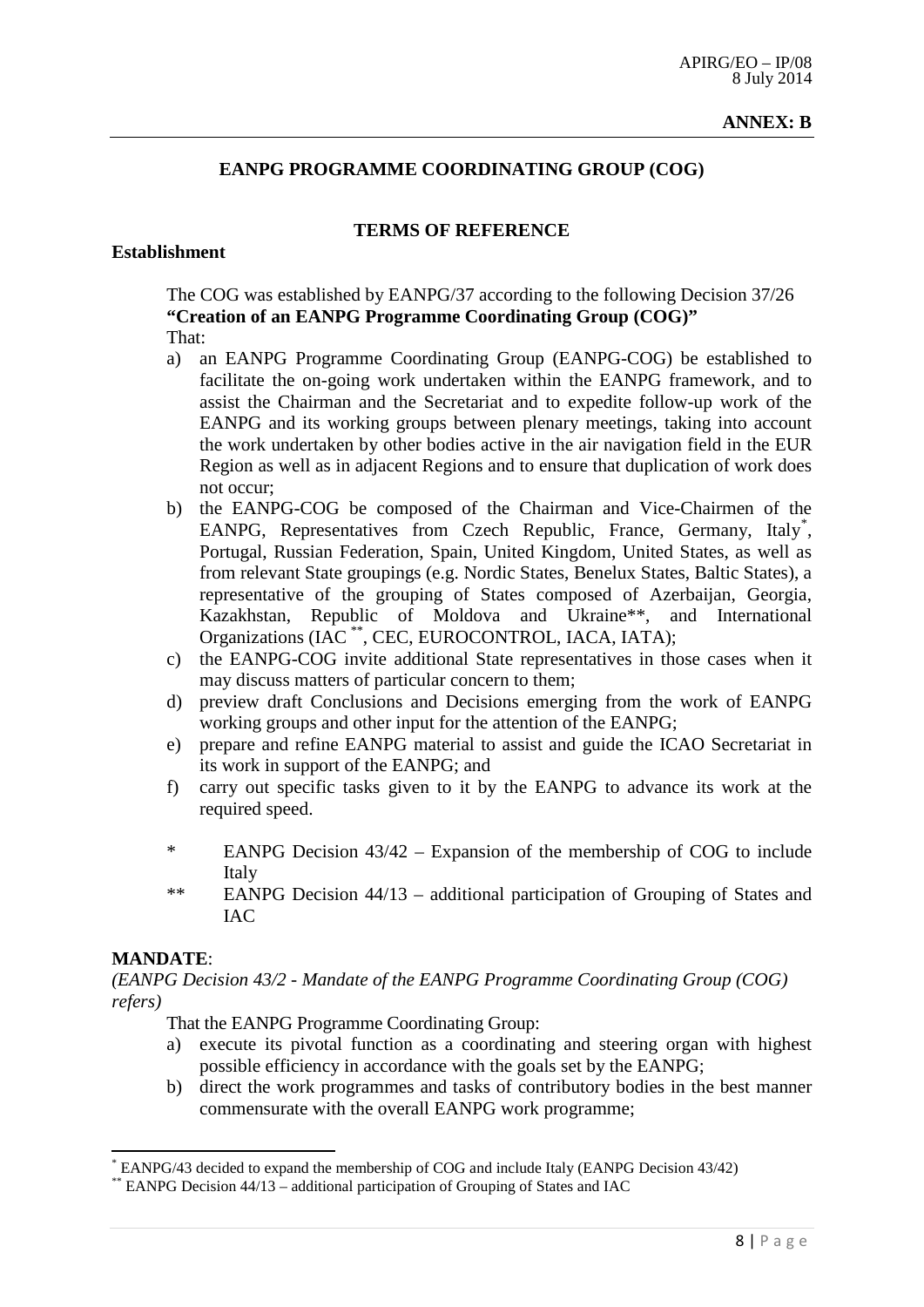**ANNEX: B**

## EANPG PROGRAMME COORDINATING GROUP (COG)

### TERMS OF REFERENCE

**Establishment**

The COG was established by EANPG/37 according to the following Decision 37/26 **"Creation of an EANPG Programme Coordinating Group (COG)"**
That:

a) an EANPG Programme Coordinating Group (EANPG-COG) be established to facilitate the on-going work undertaken within the EANPG framework, and to assist the Chairman and the Secretariat and to expedite follow-up work of the EANPG and its working groups between plenary meetings, taking into account the work undertaken by other bodies active in the air navigation field in the EUR Region as well as in adjacent Regions and to ensure that duplication of work does not occur;
b) the EANPG-COG be composed of the Chairman and Vice-Chairmen of the EANPG, Representatives from Czech Republic, France, Germany, Italy*, Portugal, Russian Federation, Spain, United Kingdom, United States, as well as from relevant State groupings (e.g. Nordic States, Benelux States, Baltic States), a representative of the grouping of States composed of Azerbaijan, Georgia, Kazakhstan, Republic of Moldova and Ukraine**, and International Organizations (IAC **, CEC, EUROCONTROL, IACA, IATA);
c) the EANPG-COG invite additional State representatives in those cases when it may discuss matters of particular concern to them;
d) preview draft Conclusions and Decisions emerging from the work of EANPG working groups and other input for the attention of the EANPG;
e) prepare and refine EANPG material to assist and guide the ICAO Secretariat in its work in support of the EANPG; and
f) carry out specific tasks given to it by the EANPG to advance its work at the required speed.

\* EANPG Decision 43/42 – Expansion of the membership of COG to include Italy

\*\* EANPG Decision 44/13 – additional participation of Grouping of States and IAC

**MANDATE**:

*(EANPG Decision 43/2 - Mandate of the EANPG Programme Coordinating Group (COG) refers)*

That the EANPG Programme Coordinating Group:

a) execute its pivotal function as a coordinating and steering organ with highest possible efficiency in accordance with the goals set by the EANPG;
b) direct the work programmes and tasks of contributory bodies in the best manner commensurate with the overall EANPG work programme;

---

\* EANPG/43 decided to expand the membership of COG and include Italy (EANPG Decision 43/42)

\*\* EANPG Decision 44/13 – additional participation of Grouping of States and IAC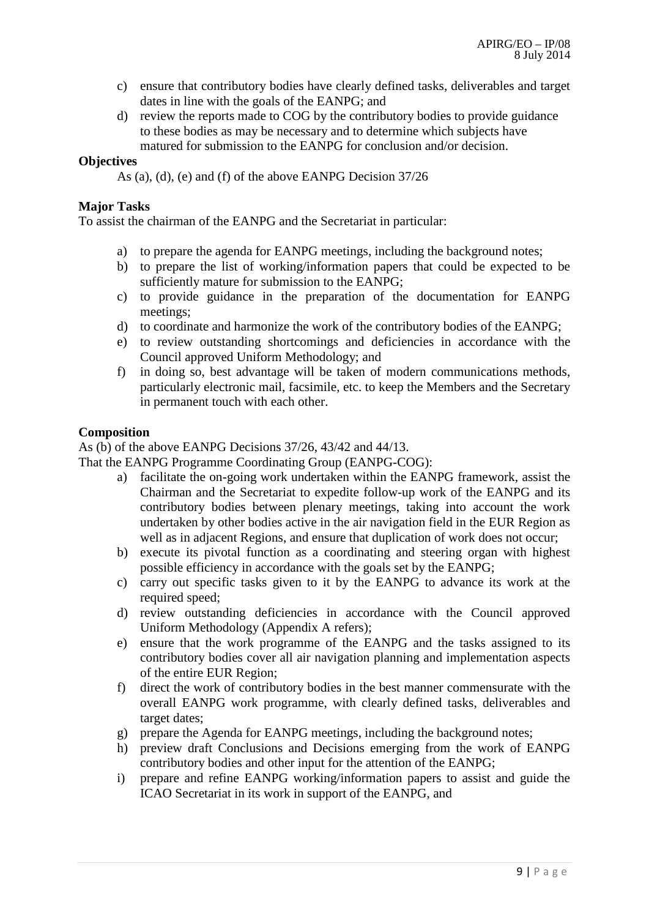c) ensure that contributory bodies have clearly defined tasks, deliverables and target dates in line with the goals of the EANPG; and
d) review the reports made to COG by the contributory bodies to provide guidance to these bodies as may be necessary and to determine which subjects have matured for submission to the EANPG for conclusion and/or decision.

**Objectives**

As (a), (d), (e) and (f) of the above EANPG Decision 37/26

**Major Tasks**

To assist the chairman of the EANPG and the Secretariat in particular:

a) to prepare the agenda for EANPG meetings, including the background notes;
b) to prepare the list of working/information papers that could be expected to be sufficiently mature for submission to the EANPG;
c) to provide guidance in the preparation of the documentation for EANPG meetings;
d) to coordinate and harmonize the work of the contributory bodies of the EANPG;
e) to review outstanding shortcomings and deficiencies in accordance with the Council approved Uniform Methodology; and
f) in doing so, best advantage will be taken of modern communications methods, particularly electronic mail, facsimile, etc. to keep the Members and the Secretary in permanent touch with each other.

**Composition**

As (b) of the above EANPG Decisions 37/26, 43/42 and 44/13.

That the EANPG Programme Coordinating Group (EANPG-COG):

a) facilitate the on-going work undertaken within the EANPG framework, assist the Chairman and the Secretariat to expedite follow-up work of the EANPG and its contributory bodies between plenary meetings, taking into account the work undertaken by other bodies active in the air navigation field in the EUR Region as well as in adjacent Regions, and ensure that duplication of work does not occur;
b) execute its pivotal function as a coordinating and steering organ with highest possible efficiency in accordance with the goals set by the EANPG;
c) carry out specific tasks given to it by the EANPG to advance its work at the required speed;
d) review outstanding deficiencies in accordance with the Council approved Uniform Methodology (Appendix A refers);
e) ensure that the work programme of the EANPG and the tasks assigned to its contributory bodies cover all air navigation planning and implementation aspects of the entire EUR Region;
f) direct the work of contributory bodies in the best manner commensurate with the overall EANPG work programme, with clearly defined tasks, deliverables and target dates;
g) prepare the Agenda for EANPG meetings, including the background notes;
h) preview draft Conclusions and Decisions emerging from the work of EANPG contributory bodies and other input for the attention of the EANPG;
i) prepare and refine EANPG working/information papers to assist and guide the ICAO Secretariat in its work in support of the EANPG, and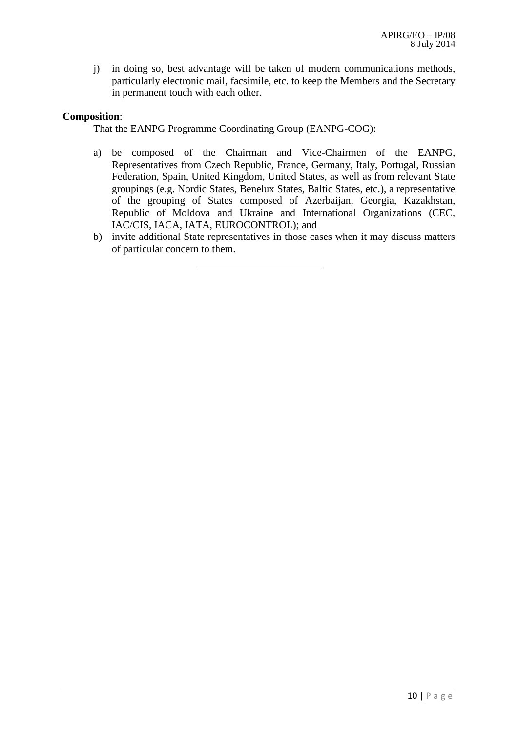j) in doing so, best advantage will be taken of modern communications methods, particularly electronic mail, facsimile, etc. to keep the Members and the Secretary in permanent touch with each other.

**Composition**:

That the EANPG Programme Coordinating Group (EANPG-COG):

a) be composed of the Chairman and Vice-Chairmen of the EANPG, Representatives from Czech Republic, France, Germany, Italy, Portugal, Russian Federation, Spain, United Kingdom, United States, as well as from relevant State groupings (e.g. Nordic States, Benelux States, Baltic States, etc.), a representative of the grouping of States composed of Azerbaijan, Georgia, Kazakhstan, Republic of Moldova and Ukraine and International Organizations (CEC, IAC/CIS, IACA, IATA, EUROCONTROL); and
b) invite additional State representatives in those cases when it may discuss matters of particular concern to them.

---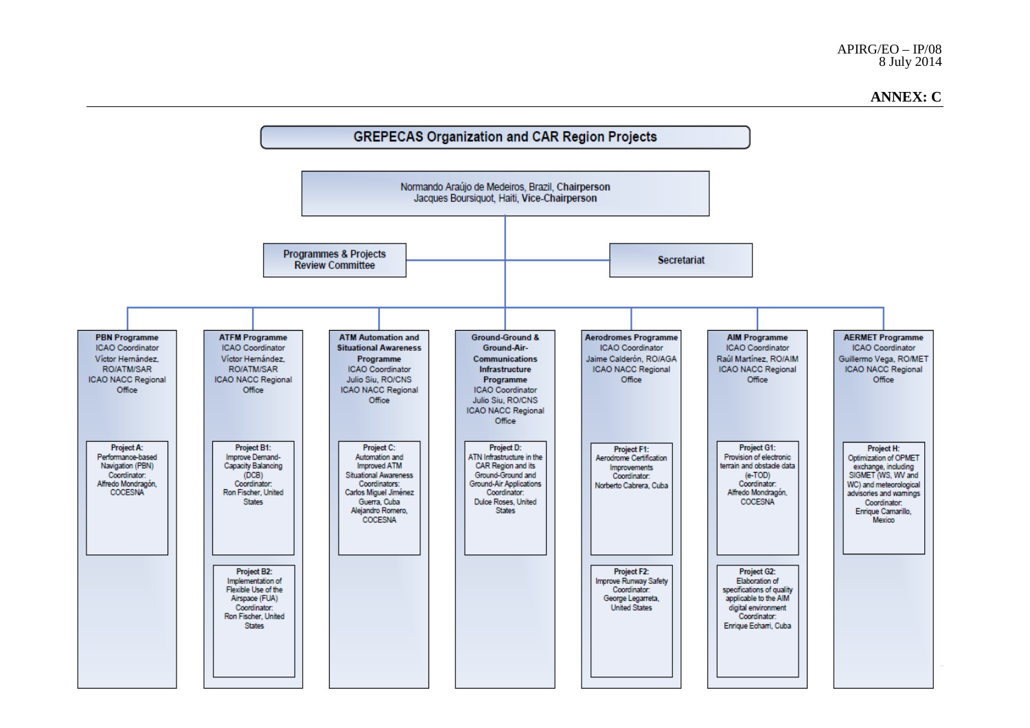## ANNEX: C

# GREPECAS Organization and CAR Region Projects

Normando Araújo de Medeiros, Brazil, Chairperson
Jacques Boursiquot, Haiti, Vice-Chairperson

Programmes & Projects Review Committee

Secretariat

**PBN Programme**
ICAO Coordinator
Víctor Hernández, RO/ATM/SAR
ICAO NACC Regional Office

- **Project A:** Performance-based Navigation (PBN)
  Coordinator: Alfredo Mondragón, COCESNA

**ATFM Programme**
ICAO Coordinator
Víctor Hernández, RO/ATM/SAR
ICAO NACC Regional Office

- **Project B1:** Improve Demand-Capacity Balancing (DCB)
  Coordinator: Ron Fischer, United States
- **Project B2:** Implementation of Flexible Use of the Airspace (FUA)
  Coordinator: Ron Fischer, United States

**ATM Automation and Situational Awareness Programme**
ICAO Coordinator
Julio Siu, RO/CNS
ICAO NACC Regional Office

- **Project C:** Automation and Improved ATM Situational Awareness
  Coordinators: Carlos Miguel Jiménez Guerra, Cuba
  Alejandro Romero, COCESNA

**Ground-Ground & Ground-Air-Communications Infrastructure Programme**
ICAO Coordinator
Julio Siu, RO/CNS
ICAO NACC Regional Office

- **Project D:** ATN Infrastructure in the CAR Region and its Ground-Ground and Ground-Air Applications
  Coordinator: Dulce Roses, United States

**Aerodromes Programme**
ICAO Coordinator
Jaime Calderón, RO/AGA
ICAO NACC Regional Office

- **Project F1:** Aerodrome Certification Improvements
  Coordinator: Norberto Cabrera, Cuba
- **Project F2:** Improve Runway Safety
  Coordinator: George Legarreta, United States

**AIM Programme**
ICAO Coordinator
Raúl Martínez, RO/AIM
ICAO NACC Regional Office

- **Project G1:** Provision of electronic terrain and obstacle data (e-TOD)
  Coordinator: Alfredo Mondragón, COCESNA
- **Project G2:** Elaboration of specifications of quality applicable to the AIM digital environment
  Coordinator: Enrique Echarri, Cuba

**AERMET Programme**
ICAO Coordinator
Guillermo Vega, RO/MET
ICAO NACC Regional Office

- **Project H:** Optimization of OPMET exchange, including SIGMET (WS, WV and WC) and meteorological advisories and warnings
  Coordinator: Enrique Camarillo, Mexico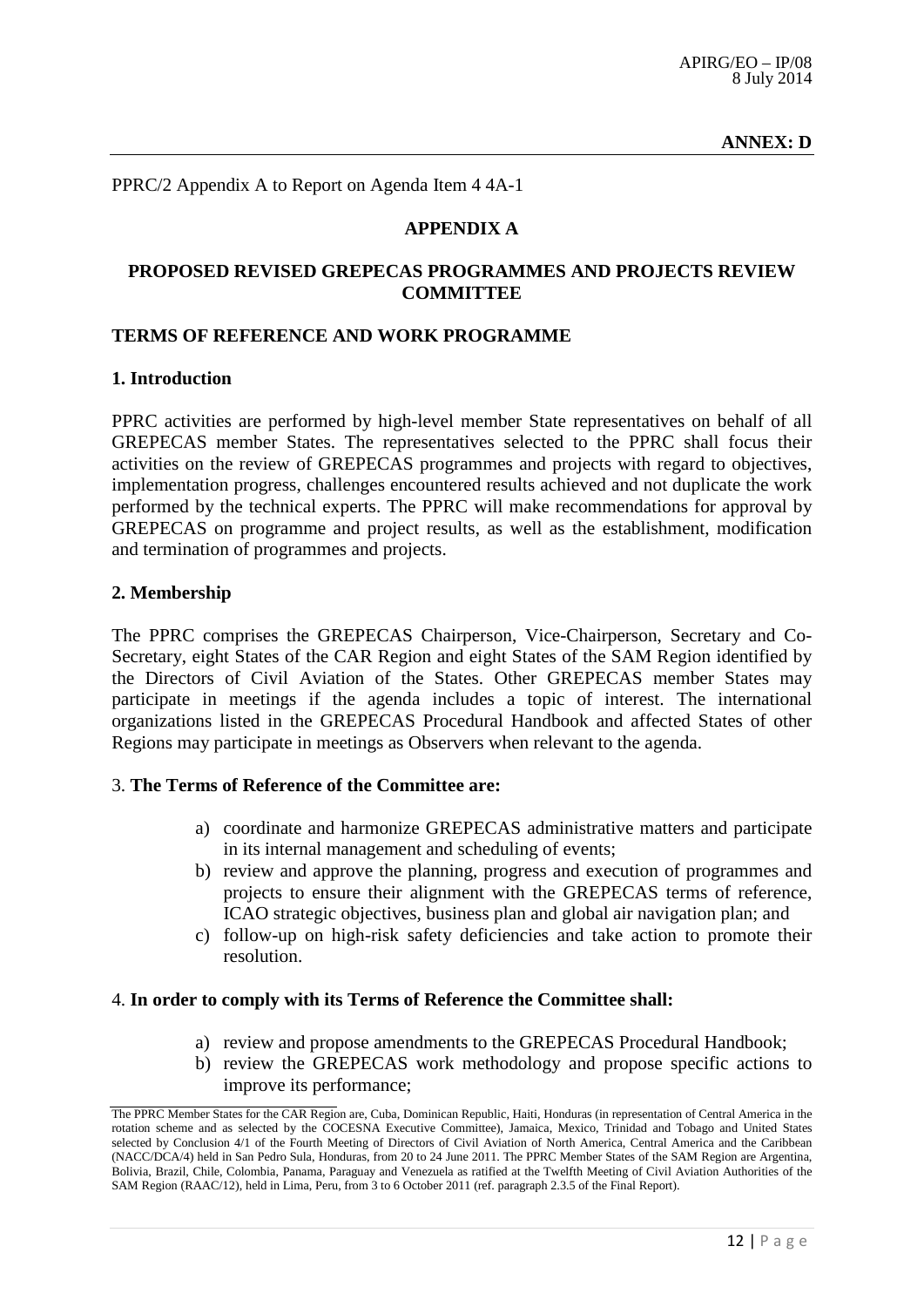**ANNEX: D**

PPRC/2 Appendix A to Report on Agenda Item 4 4A-1

## APPENDIX A

## PROPOSED REVISED GREPECAS PROGRAMMES AND PROJECTS REVIEW COMMITTEE

### TERMS OF REFERENCE AND WORK PROGRAMME

#### 1. Introduction

PPRC activities are performed by high-level member State representatives on behalf of all GREPECAS member States. The representatives selected to the PPRC shall focus their activities on the review of GREPECAS programmes and projects with regard to objectives, implementation progress, challenges encountered results achieved and not duplicate the work performed by the technical experts. The PPRC will make recommendations for approval by GREPECAS on programme and project results, as well as the establishment, modification and termination of programmes and projects.

#### 2. Membership

The PPRC comprises the GREPECAS Chairperson, Vice-Chairperson, Secretary and Co-Secretary, eight States of the CAR Region and eight States of the SAM Region identified by the Directors of Civil Aviation of the States. Other GREPECAS member States may participate in meetings if the agenda includes a topic of interest. The international organizations listed in the GREPECAS Procedural Handbook and affected States of other Regions may participate in meetings as Observers when relevant to the agenda.

#### 3. The Terms of Reference of the Committee are:

a) coordinate and harmonize GREPECAS administrative matters and participate in its internal management and scheduling of events;
b) review and approve the planning, progress and execution of programmes and projects to ensure their alignment with the GREPECAS terms of reference, ICAO strategic objectives, business plan and global air navigation plan; and
c) follow-up on high-risk safety deficiencies and take action to promote their resolution.

#### 4. In order to comply with its Terms of Reference the Committee shall:

a) review and propose amendments to the GREPECAS Procedural Handbook;
b) review the GREPECAS work methodology and propose specific actions to improve its performance;

---

The PPRC Member States for the CAR Region are, Cuba, Dominican Republic, Haiti, Honduras (in representation of Central America in the rotation scheme and as selected by the COCESNA Executive Committee), Jamaica, Mexico, Trinidad and Tobago and United States selected by Conclusion 4/1 of the Fourth Meeting of Directors of Civil Aviation of North America, Central America and the Caribbean (NACC/DCA/4) held in San Pedro Sula, Honduras, from 20 to 24 June 2011. The PPRC Member States of the SAM Region are Argentina, Bolivia, Brazil, Chile, Colombia, Panama, Paraguay and Venezuela as ratified at the Twelfth Meeting of Civil Aviation Authorities of the SAM Region (RAAC/12), held in Lima, Peru, from 3 to 6 October 2011 (ref. paragraph 2.3.5 of the Final Report).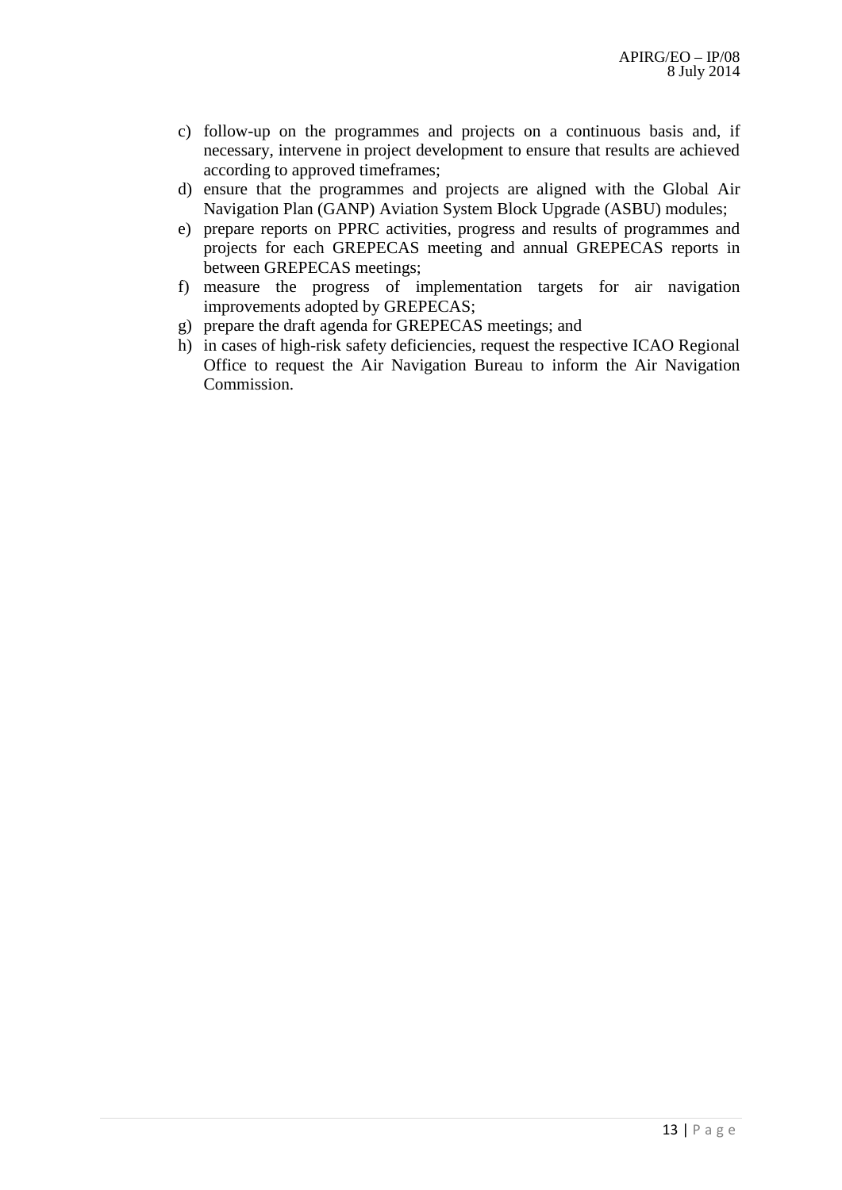c) follow-up on the programmes and projects on a continuous basis and, if necessary, intervene in project development to ensure that results are achieved according to approved timeframes;
d) ensure that the programmes and projects are aligned with the Global Air Navigation Plan (GANP) Aviation System Block Upgrade (ASBU) modules;
e) prepare reports on PPRC activities, progress and results of programmes and projects for each GREPECAS meeting and annual GREPECAS reports in between GREPECAS meetings;
f) measure the progress of implementation targets for air navigation improvements adopted by GREPECAS;
g) prepare the draft agenda for GREPECAS meetings; and
h) in cases of high-risk safety deficiencies, request the respective ICAO Regional Office to request the Air Navigation Bureau to inform the Air Navigation Commission.